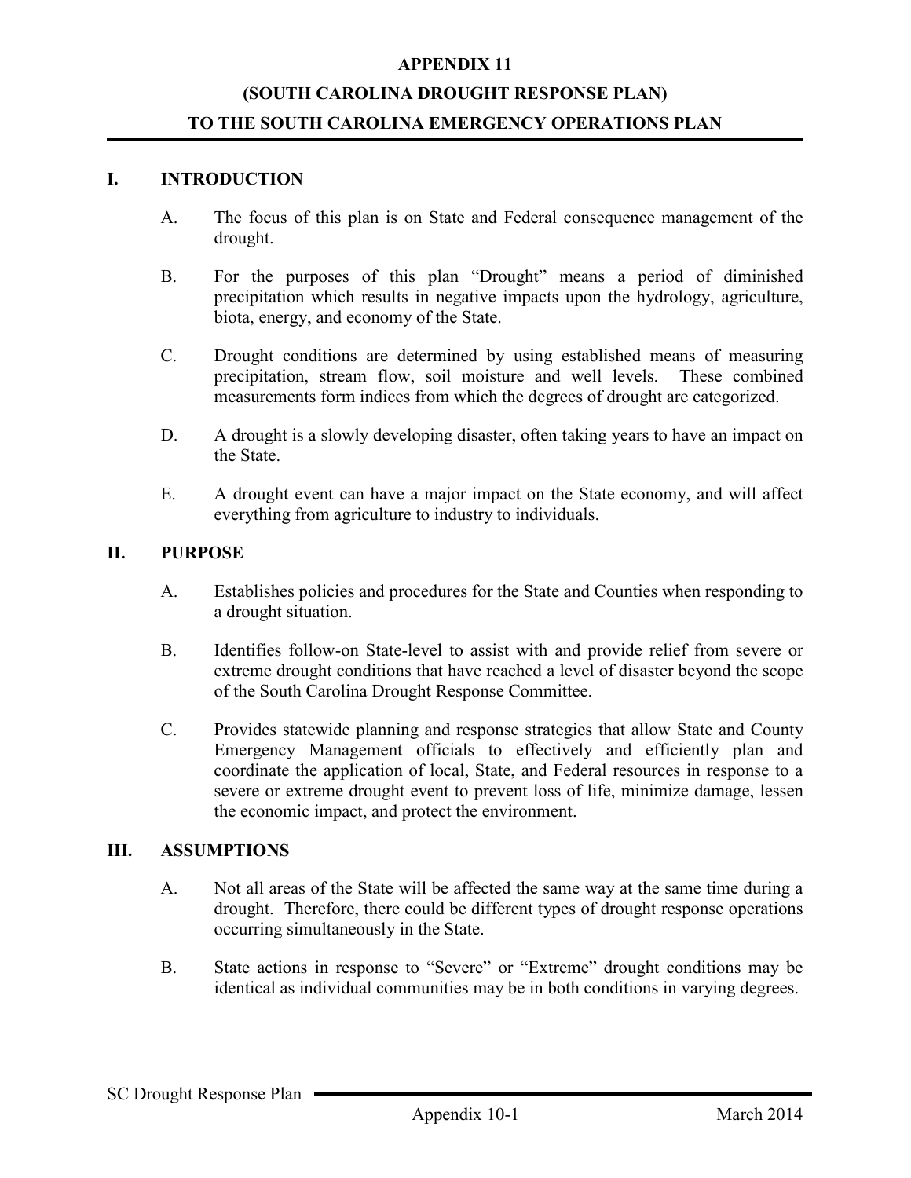# APPENDIX 11

# (SOUTH CAROLINA DROUGHT RESPONSE PLAN)

# TO THE SOUTH CAROLINA EMERGENCY OPERATIONS PLAN

## I. INTRODUCTION

A. The focus of this plan is on State and Federal consequence management of the drought.

B. For the purposes of this plan "Drought" means a period of diminished precipitation which results in negative impacts upon the hydrology, agriculture, biota, energy, and economy of the State.

C. Drought conditions are determined by using established means of measuring precipitation, stream flow, soil moisture and well levels. These combined measurements form indices from which the degrees of drought are categorized.

D. A drought is a slowly developing disaster, often taking years to have an impact on the State.

E. A drought event can have a major impact on the State economy, and will affect everything from agriculture to industry to individuals.

## II. PURPOSE

A. Establishes policies and procedures for the State and Counties when responding to a drought situation.

B. Identifies follow-on State-level to assist with and provide relief from severe or extreme drought conditions that have reached a level of disaster beyond the scope of the South Carolina Drought Response Committee.

C. Provides statewide planning and response strategies that allow State and County Emergency Management officials to effectively and efficiently plan and coordinate the application of local, State, and Federal resources in response to a severe or extreme drought event to prevent loss of life, minimize damage, lessen the economic impact, and protect the environment.

## III. ASSUMPTIONS

A. Not all areas of the State will be affected the same way at the same time during a drought. Therefore, there could be different types of drought response operations occurring simultaneously in the State.

B. State actions in response to "Severe" or "Extreme" drought conditions may be identical as individual communities may be in both conditions in varying degrees.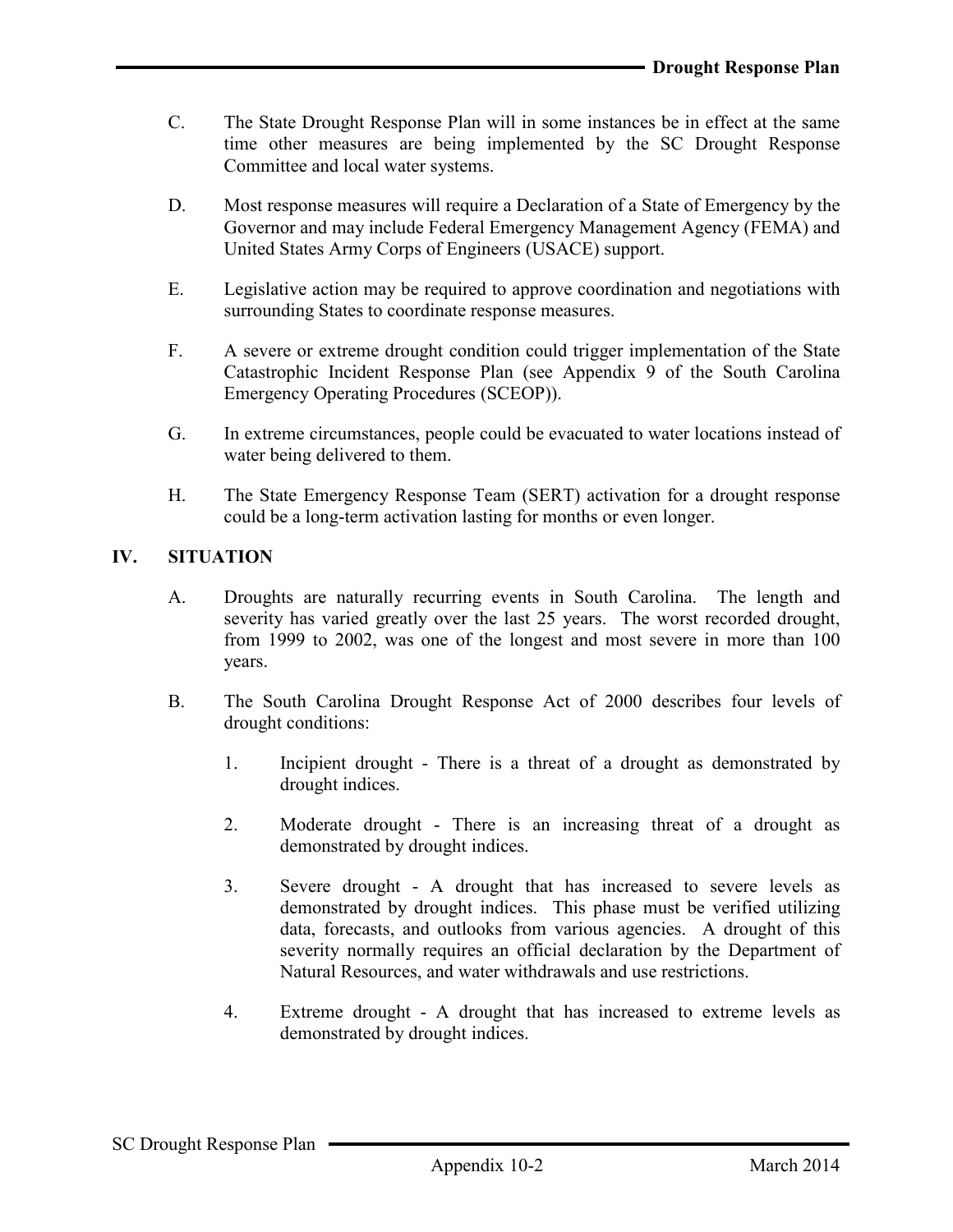C. The State Drought Response Plan will in some instances be in effect at the same time other measures are being implemented by the SC Drought Response Committee and local water systems.

D. Most response measures will require a Declaration of a State of Emergency by the Governor and may include Federal Emergency Management Agency (FEMA) and United States Army Corps of Engineers (USACE) support.

E. Legislative action may be required to approve coordination and negotiations with surrounding States to coordinate response measures.

F. A severe or extreme drought condition could trigger implementation of the State Catastrophic Incident Response Plan (see Appendix 9 of the South Carolina Emergency Operating Procedures (SCEOP)).

G. In extreme circumstances, people could be evacuated to water locations instead of water being delivered to them.

H. The State Emergency Response Team (SERT) activation for a drought response could be a long-term activation lasting for months or even longer.

## IV. SITUATION

A. Droughts are naturally recurring events in South Carolina. The length and severity has varied greatly over the last 25 years. The worst recorded drought, from 1999 to 2002, was one of the longest and most severe in more than 100 years.

B. The South Carolina Drought Response Act of 2000 describes four levels of drought conditions:

1. Incipient drought - There is a threat of a drought as demonstrated by drought indices.

2. Moderate drought - There is an increasing threat of a drought as demonstrated by drought indices.

3. Severe drought - A drought that has increased to severe levels as demonstrated by drought indices. This phase must be verified utilizing data, forecasts, and outlooks from various agencies. A drought of this severity normally requires an official declaration by the Department of Natural Resources, and water withdrawals and use restrictions.

4. Extreme drought - A drought that has increased to extreme levels as demonstrated by drought indices.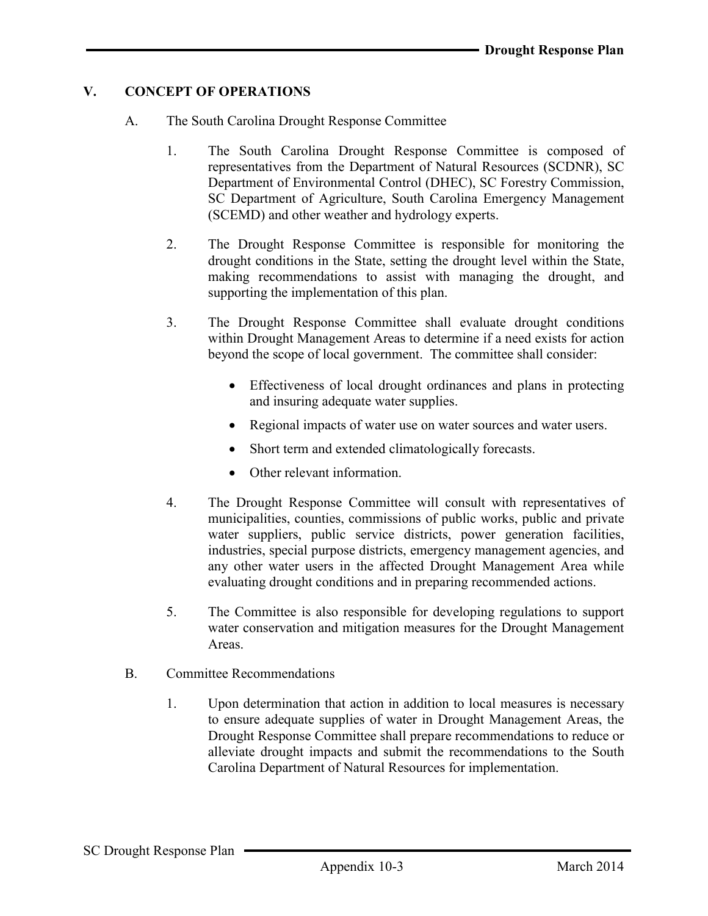## V. CONCEPT OF OPERATIONS

### A. The South Carolina Drought Response Committee

1. The South Carolina Drought Response Committee is composed of representatives from the Department of Natural Resources (SCDNR), SC Department of Environmental Control (DHEC), SC Forestry Commission, SC Department of Agriculture, South Carolina Emergency Management (SCEMD) and other weather and hydrology experts.

2. The Drought Response Committee is responsible for monitoring the drought conditions in the State, setting the drought level within the State, making recommendations to assist with managing the drought, and supporting the implementation of this plan.

3. The Drought Response Committee shall evaluate drought conditions within Drought Management Areas to determine if a need exists for action beyond the scope of local government. The committee shall consider:

   - Effectiveness of local drought ordinances and plans in protecting and insuring adequate water supplies.
   - Regional impacts of water use on water sources and water users.
   - Short term and extended climatologically forecasts.
   - Other relevant information.

4. The Drought Response Committee will consult with representatives of municipalities, counties, commissions of public works, public and private water suppliers, public service districts, power generation facilities, industries, special purpose districts, emergency management agencies, and any other water users in the affected Drought Management Area while evaluating drought conditions and in preparing recommended actions.

5. The Committee is also responsible for developing regulations to support water conservation and mitigation measures for the Drought Management Areas.

### B. Committee Recommendations

1. Upon determination that action in addition to local measures is necessary to ensure adequate supplies of water in Drought Management Areas, the Drought Response Committee shall prepare recommendations to reduce or alleviate drought impacts and submit the recommendations to the South Carolina Department of Natural Resources for implementation.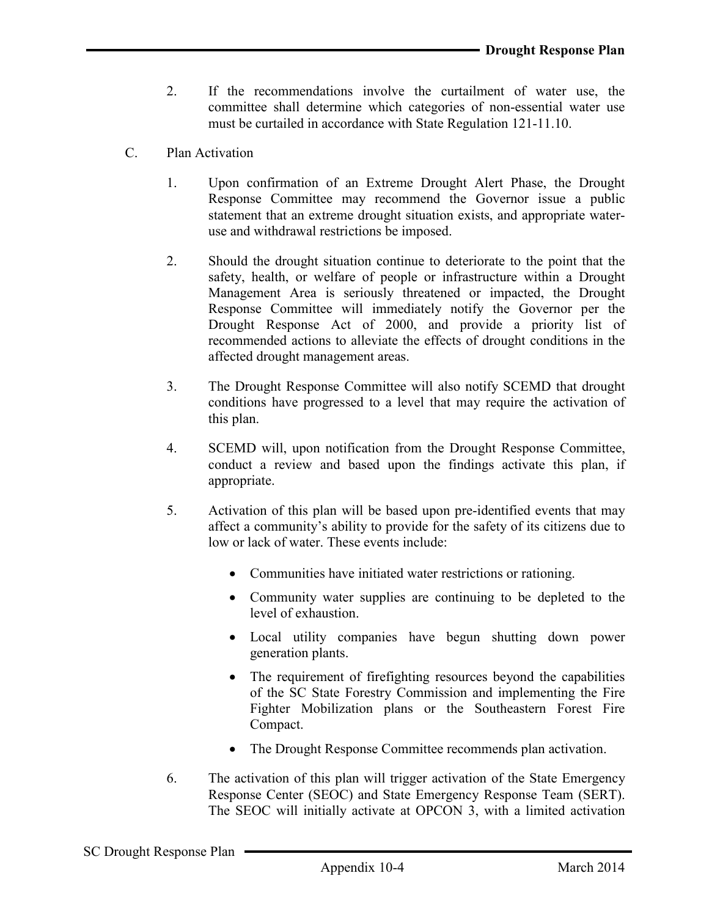2. If the recommendations involve the curtailment of water use, the committee shall determine which categories of non-essential water use must be curtailed in accordance with State Regulation 121-11.10.

C. Plan Activation

1. Upon confirmation of an Extreme Drought Alert Phase, the Drought Response Committee may recommend the Governor issue a public statement that an extreme drought situation exists, and appropriate water-use and withdrawal restrictions be imposed.

2. Should the drought situation continue to deteriorate to the point that the safety, health, or welfare of people or infrastructure within a Drought Management Area is seriously threatened or impacted, the Drought Response Committee will immediately notify the Governor per the Drought Response Act of 2000, and provide a priority list of recommended actions to alleviate the effects of drought conditions in the affected drought management areas.

3. The Drought Response Committee will also notify SCEMD that drought conditions have progressed to a level that may require the activation of this plan.

4. SCEMD will, upon notification from the Drought Response Committee, conduct a review and based upon the findings activate this plan, if appropriate.

5. Activation of this plan will be based upon pre-identified events that may affect a community's ability to provide for the safety of its citizens due to low or lack of water. These events include:

   - Communities have initiated water restrictions or rationing.
   - Community water supplies are continuing to be depleted to the level of exhaustion.
   - Local utility companies have begun shutting down power generation plants.
   - The requirement of firefighting resources beyond the capabilities of the SC State Forestry Commission and implementing the Fire Fighter Mobilization plans or the Southeastern Forest Fire Compact.
   - The Drought Response Committee recommends plan activation.

6. The activation of this plan will trigger activation of the State Emergency Response Center (SEOC) and State Emergency Response Team (SERT). The SEOC will initially activate at OPCON 3, with a limited activation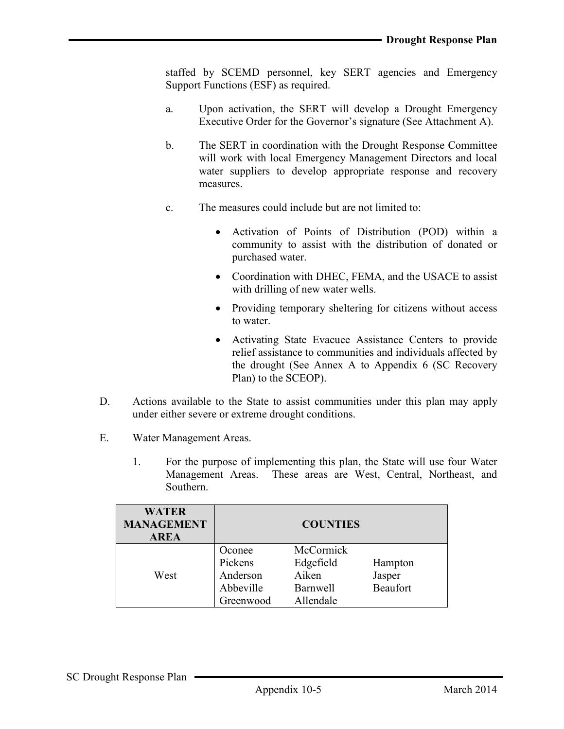staffed by SCEMD personnel, key SERT agencies and Emergency Support Functions (ESF) as required.

a. Upon activation, the SERT will develop a Drought Emergency Executive Order for the Governor's signature (See Attachment A).

b. The SERT in coordination with the Drought Response Committee will work with local Emergency Management Directors and local water suppliers to develop appropriate response and recovery measures.

c. The measures could include but are not limited to:

- Activation of Points of Distribution (POD) within a community to assist with the distribution of donated or purchased water.
- Coordination with DHEC, FEMA, and the USACE to assist with drilling of new water wells.
- Providing temporary sheltering for citizens without access to water.
- Activating State Evacuee Assistance Centers to provide relief assistance to communities and individuals affected by the drought (See Annex A to Appendix 6 (SC Recovery Plan) to the SCEOP).

D. Actions available to the State to assist communities under this plan may apply under either severe or extreme drought conditions.

E. Water Management Areas.

1. For the purpose of implementing this plan, the State will use four Water Management Areas. These areas are West, Central, Northeast, and Southern.

| WATER MANAGEMENT AREA | COUNTIES | | |
|---|---|---|---|
| West | Oconee<br>Pickens<br>Anderson<br>Abbeville<br>Greenwood | McCormick<br>Edgefield<br>Aiken<br>Barnwell<br>Allendale | Hampton<br>Jasper<br>Beaufort |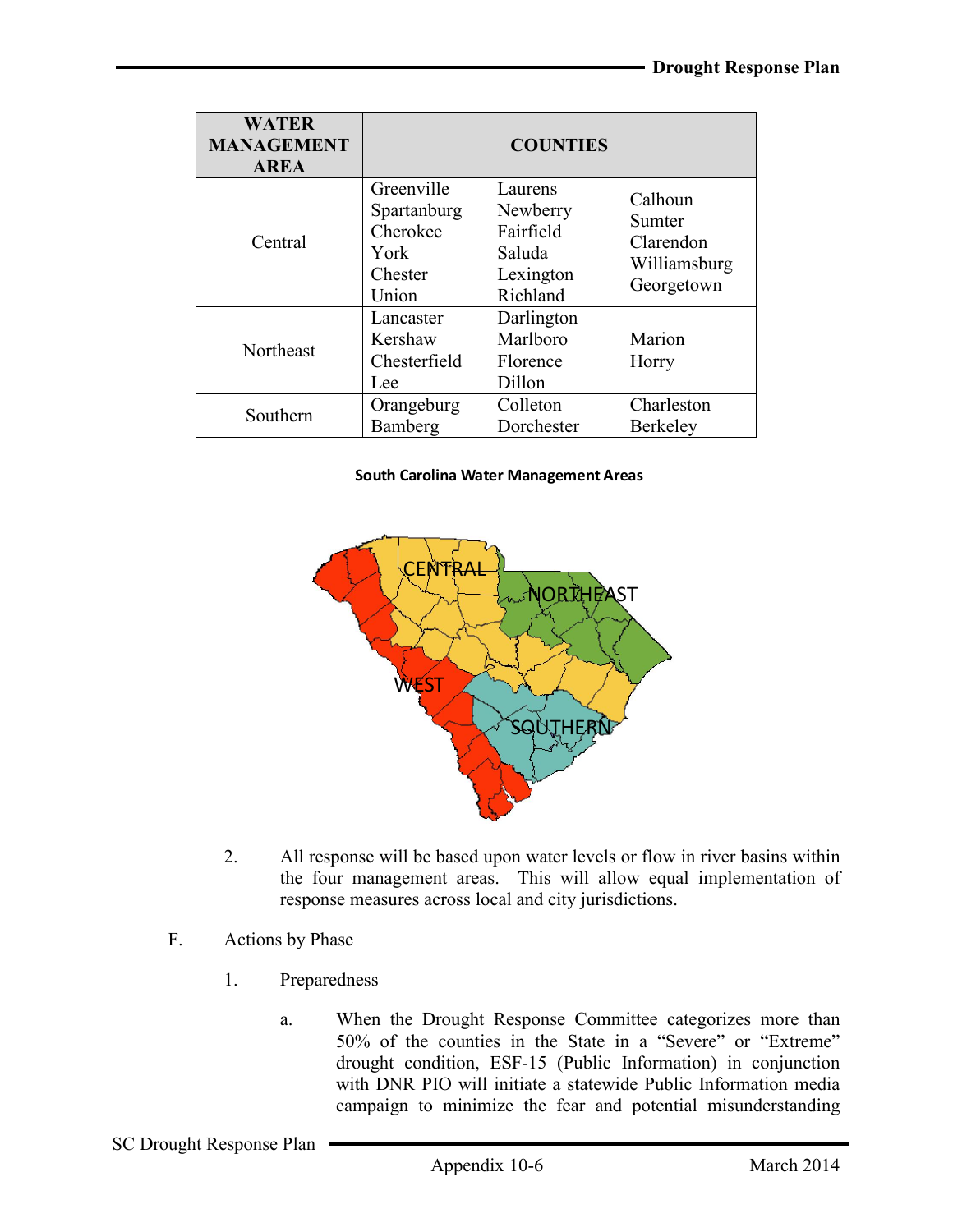| WATER MANAGEMENT AREA | COUNTIES | | |
|---|---|---|---|
| Central | Greenville<br>Spartanburg<br>Cherokee<br>York<br>Chester<br>Union | Laurens<br>Newberry<br>Fairfield<br>Saluda<br>Lexington<br>Richland | Calhoun<br>Sumter<br>Clarendon<br>Williamsburg<br>Georgetown |
| Northeast | Lancaster<br>Kershaw<br>Chesterfield<br>Lee | Darlington<br>Marlboro<br>Florence<br>Dillon | Marion<br>Horry |
| Southern | Orangeburg<br>Bamberg | Colleton<br>Dorchester | Charleston<br>Berkeley |

**South Carolina Water Management Areas**

2. All response will be based upon water levels or flow in river basins within the four management areas. This will allow equal implementation of response measures across local and city jurisdictions.

F. Actions by Phase

1. Preparedness

a. When the Drought Response Committee categorizes more than 50% of the counties in the State in a "Severe" or "Extreme" drought condition, ESF-15 (Public Information) in conjunction with DNR PIO will initiate a statewide Public Information media campaign to minimize the fear and potential misunderstanding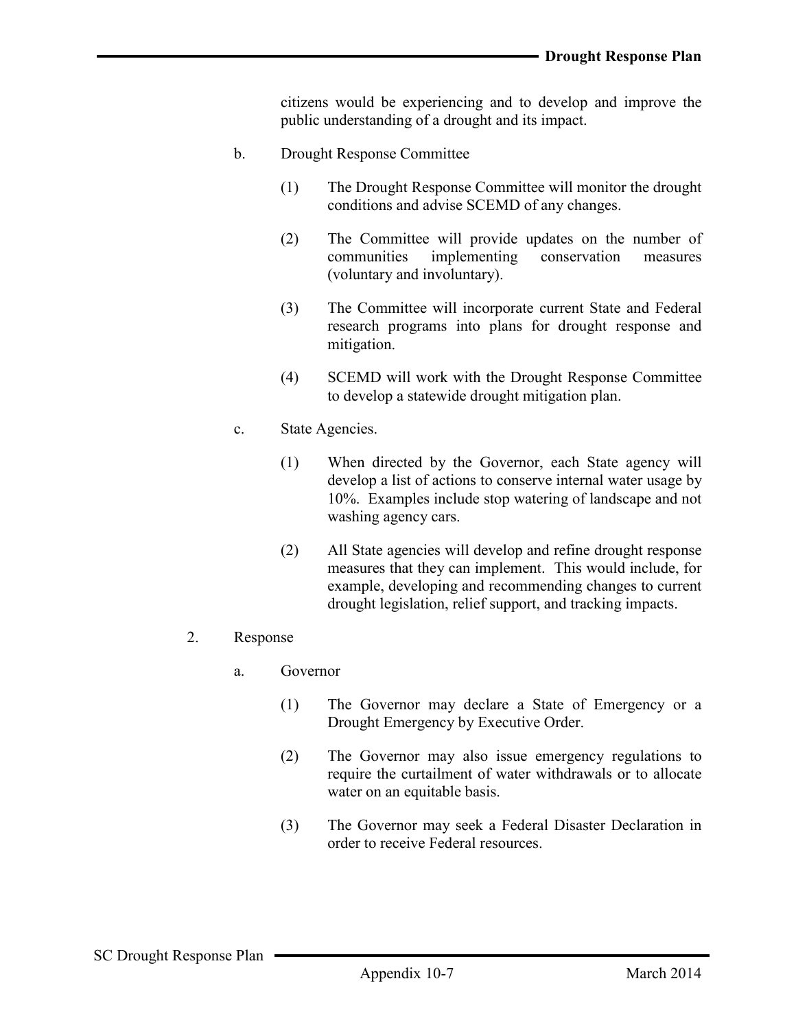citizens would be experiencing and to develop and improve the public understanding of a drought and its impact.

b. Drought Response Committee

(1) The Drought Response Committee will monitor the drought conditions and advise SCEMD of any changes.

(2) The Committee will provide updates on the number of communities implementing conservation measures (voluntary and involuntary).

(3) The Committee will incorporate current State and Federal research programs into plans for drought response and mitigation.

(4) SCEMD will work with the Drought Response Committee to develop a statewide drought mitigation plan.

c. State Agencies.

(1) When directed by the Governor, each State agency will develop a list of actions to conserve internal water usage by 10%. Examples include stop watering of landscape and not washing agency cars.

(2) All State agencies will develop and refine drought response measures that they can implement. This would include, for example, developing and recommending changes to current drought legislation, relief support, and tracking impacts.

2. Response

a. Governor

(1) The Governor may declare a State of Emergency or a Drought Emergency by Executive Order.

(2) The Governor may also issue emergency regulations to require the curtailment of water withdrawals or to allocate water on an equitable basis.

(3) The Governor may seek a Federal Disaster Declaration in order to receive Federal resources.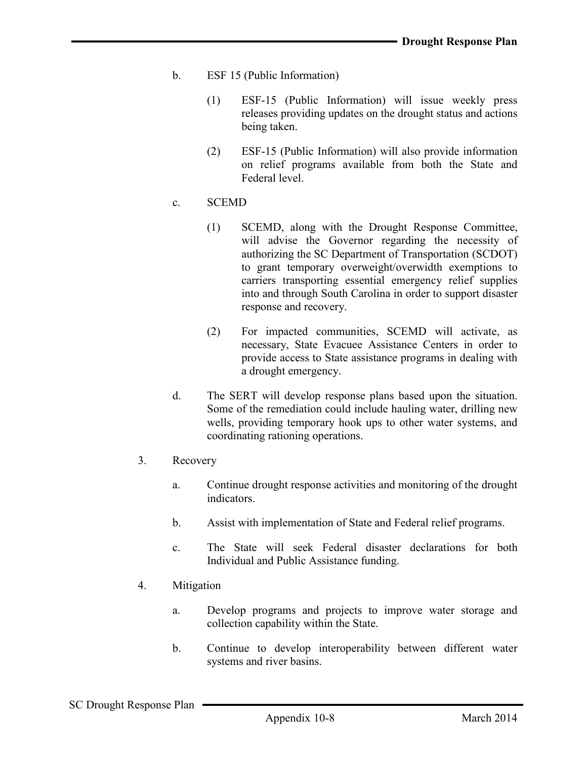b. ESF 15 (Public Information)

(1) ESF-15 (Public Information) will issue weekly press releases providing updates on the drought status and actions being taken.

(2) ESF-15 (Public Information) will also provide information on relief programs available from both the State and Federal level.

c. SCEMD

(1) SCEMD, along with the Drought Response Committee, will advise the Governor regarding the necessity of authorizing the SC Department of Transportation (SCDOT) to grant temporary overweight/overwidth exemptions to carriers transporting essential emergency relief supplies into and through South Carolina in order to support disaster response and recovery.

(2) For impacted communities, SCEMD will activate, as necessary, State Evacuee Assistance Centers in order to provide access to State assistance programs in dealing with a drought emergency.

d. The SERT will develop response plans based upon the situation. Some of the remediation could include hauling water, drilling new wells, providing temporary hook ups to other water systems, and coordinating rationing operations.

3. Recovery

a. Continue drought response activities and monitoring of the drought indicators.

b. Assist with implementation of State and Federal relief programs.

c. The State will seek Federal disaster declarations for both Individual and Public Assistance funding.

4. Mitigation

a. Develop programs and projects to improve water storage and collection capability within the State.

b. Continue to develop interoperability between different water systems and river basins.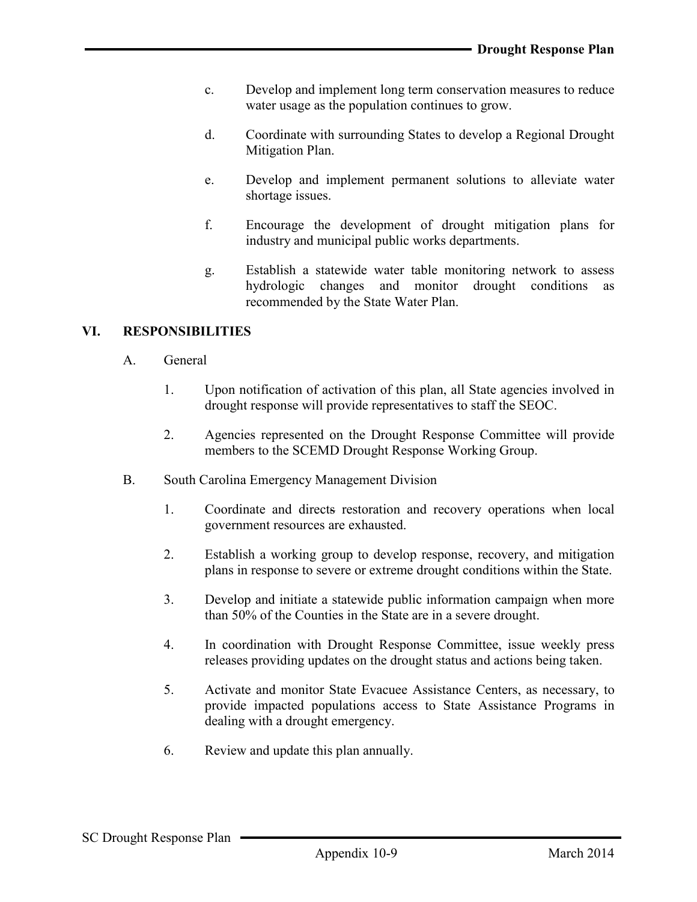c. Develop and implement long term conservation measures to reduce water usage as the population continues to grow.

d. Coordinate with surrounding States to develop a Regional Drought Mitigation Plan.

e. Develop and implement permanent solutions to alleviate water shortage issues.

f. Encourage the development of drought mitigation plans for industry and municipal public works departments.

g. Establish a statewide water table monitoring network to assess hydrologic changes and monitor drought conditions as recommended by the State Water Plan.

## VI. RESPONSIBILITIES

A. General

1. Upon notification of activation of this plan, all State agencies involved in drought response will provide representatives to staff the SEOC.

2. Agencies represented on the Drought Response Committee will provide members to the SCEMD Drought Response Working Group.

B. South Carolina Emergency Management Division

1. Coordinate and directs restoration and recovery operations when local government resources are exhausted.

2. Establish a working group to develop response, recovery, and mitigation plans in response to severe or extreme drought conditions within the State.

3. Develop and initiate a statewide public information campaign when more than 50% of the Counties in the State are in a severe drought.

4. In coordination with Drought Response Committee, issue weekly press releases providing updates on the drought status and actions being taken.

5. Activate and monitor State Evacuee Assistance Centers, as necessary, to provide impacted populations access to State Assistance Programs in dealing with a drought emergency.

6. Review and update this plan annually.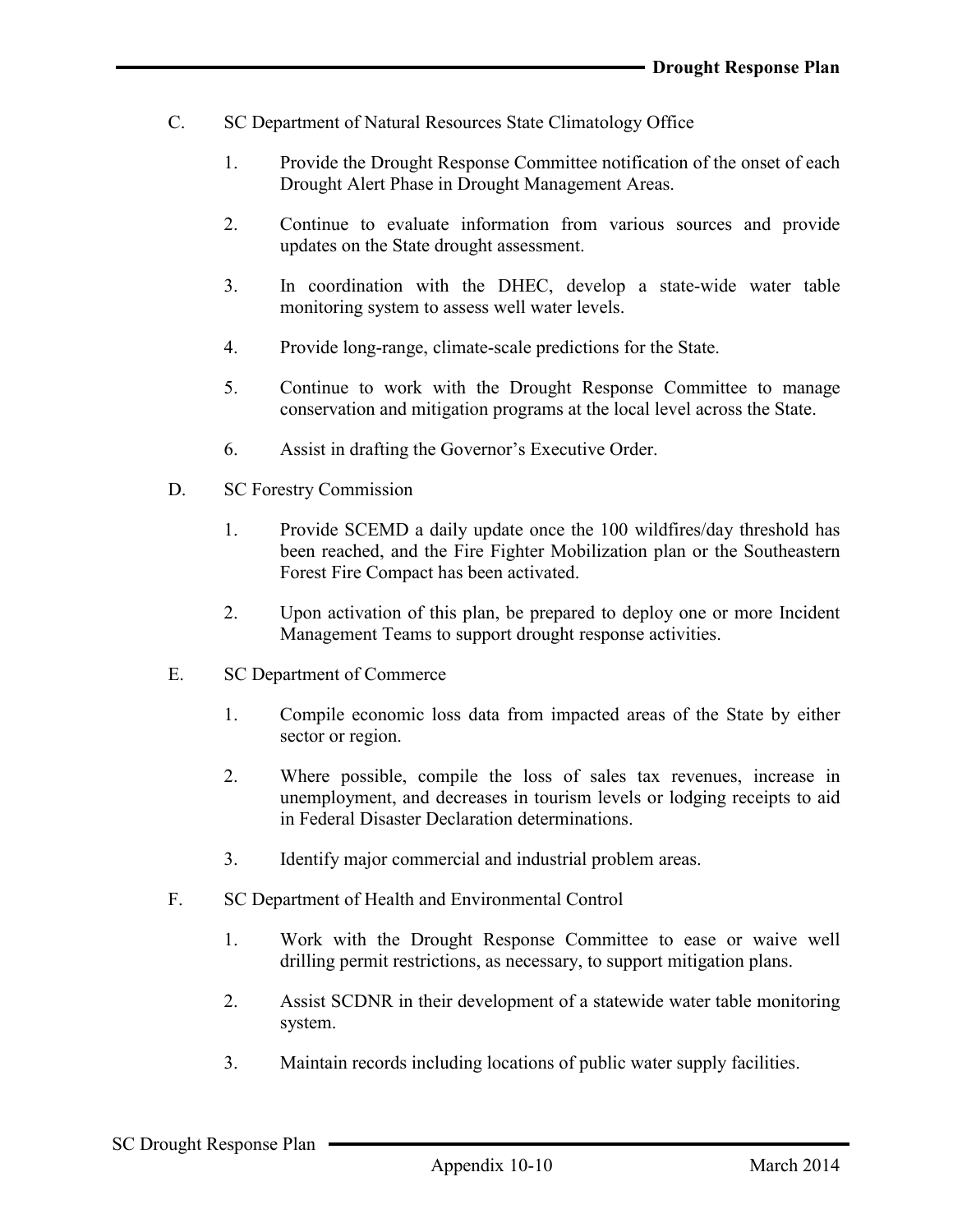C. SC Department of Natural Resources State Climatology Office

1. Provide the Drought Response Committee notification of the onset of each Drought Alert Phase in Drought Management Areas.

2. Continue to evaluate information from various sources and provide updates on the State drought assessment.

3. In coordination with the DHEC, develop a state-wide water table monitoring system to assess well water levels.

4. Provide long-range, climate-scale predictions for the State.

5. Continue to work with the Drought Response Committee to manage conservation and mitigation programs at the local level across the State.

6. Assist in drafting the Governor's Executive Order.

D. SC Forestry Commission

1. Provide SCEMD a daily update once the 100 wildfires/day threshold has been reached, and the Fire Fighter Mobilization plan or the Southeastern Forest Fire Compact has been activated.

2. Upon activation of this plan, be prepared to deploy one or more Incident Management Teams to support drought response activities.

E. SC Department of Commerce

1. Compile economic loss data from impacted areas of the State by either sector or region.

2. Where possible, compile the loss of sales tax revenues, increase in unemployment, and decreases in tourism levels or lodging receipts to aid in Federal Disaster Declaration determinations.

3. Identify major commercial and industrial problem areas.

F. SC Department of Health and Environmental Control

1. Work with the Drought Response Committee to ease or waive well drilling permit restrictions, as necessary, to support mitigation plans.

2. Assist SCDNR in their development of a statewide water table monitoring system.

3. Maintain records including locations of public water supply facilities.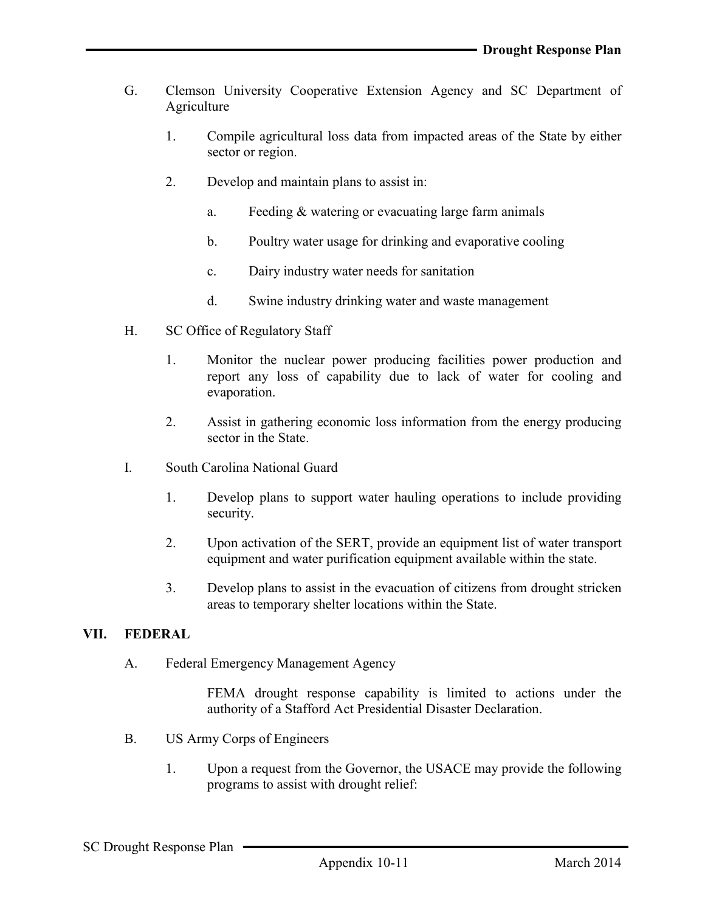G. Clemson University Cooperative Extension Agency and SC Department of Agriculture

1. Compile agricultural loss data from impacted areas of the State by either sector or region.

2. Develop and maintain plans to assist in:

   a. Feeding & watering or evacuating large farm animals

   b. Poultry water usage for drinking and evaporative cooling

   c. Dairy industry water needs for sanitation

   d. Swine industry drinking water and waste management

H. SC Office of Regulatory Staff

1. Monitor the nuclear power producing facilities power production and report any loss of capability due to lack of water for cooling and evaporation.

2. Assist in gathering economic loss information from the energy producing sector in the State.

I. South Carolina National Guard

1. Develop plans to support water hauling operations to include providing security.

2. Upon activation of the SERT, provide an equipment list of water transport equipment and water purification equipment available within the state.

3. Develop plans to assist in the evacuation of citizens from drought stricken areas to temporary shelter locations within the State.

## VII. FEDERAL

A. Federal Emergency Management Agency

FEMA drought response capability is limited to actions under the authority of a Stafford Act Presidential Disaster Declaration.

B. US Army Corps of Engineers

1. Upon a request from the Governor, the USACE may provide the following programs to assist with drought relief: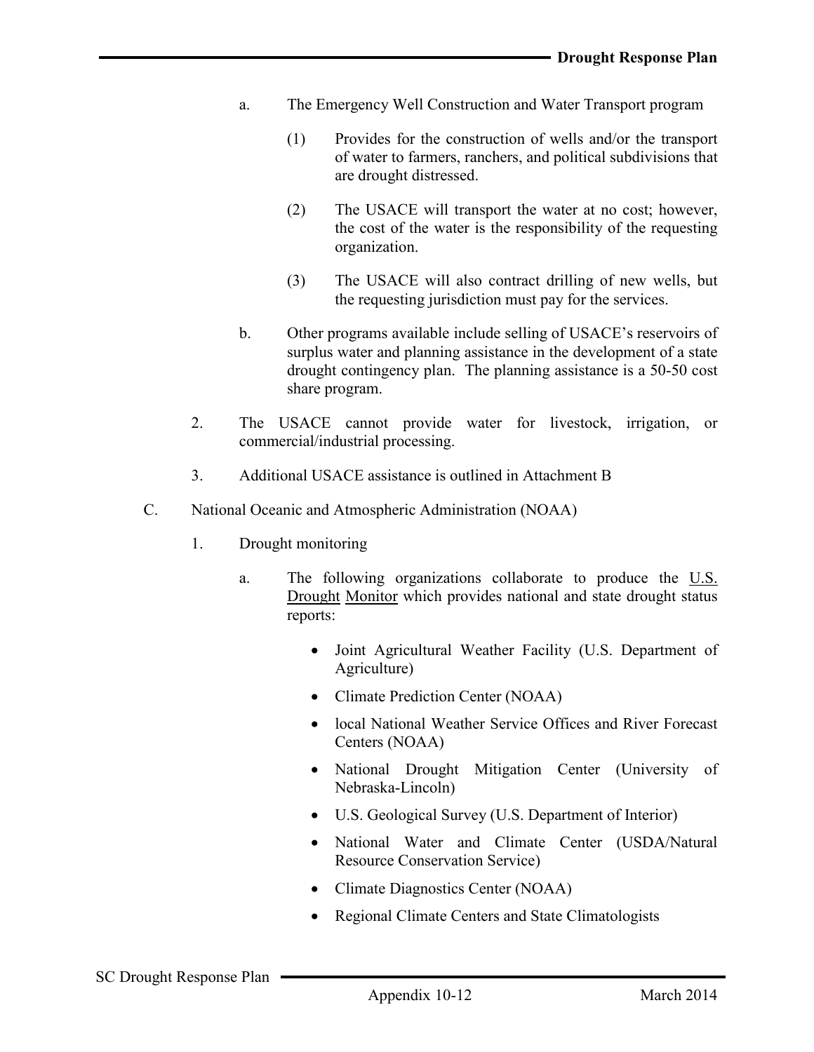a. The Emergency Well Construction and Water Transport program

   (1) Provides for the construction of wells and/or the transport of water to farmers, ranchers, and political subdivisions that are drought distressed.

   (2) The USACE will transport the water at no cost; however, the cost of the water is the responsibility of the requesting organization.

   (3) The USACE will also contract drilling of new wells, but the requesting jurisdiction must pay for the services.

b. Other programs available include selling of USACE's reservoirs of surplus water and planning assistance in the development of a state drought contingency plan. The planning assistance is a 50-50 cost share program.

2. The USACE cannot provide water for livestock, irrigation, or commercial/industrial processing.

3. Additional USACE assistance is outlined in Attachment B

C. National Oceanic and Atmospheric Administration (NOAA)

1. Drought monitoring

   a. The following organizations collaborate to produce the U.S. Drought Monitor which provides national and state drought status reports:

      - Joint Agricultural Weather Facility (U.S. Department of Agriculture)
      - Climate Prediction Center (NOAA)
      - local National Weather Service Offices and River Forecast Centers (NOAA)
      - National Drought Mitigation Center (University of Nebraska-Lincoln)
      - U.S. Geological Survey (U.S. Department of Interior)
      - National Water and Climate Center (USDA/Natural Resource Conservation Service)
      - Climate Diagnostics Center (NOAA)
      - Regional Climate Centers and State Climatologists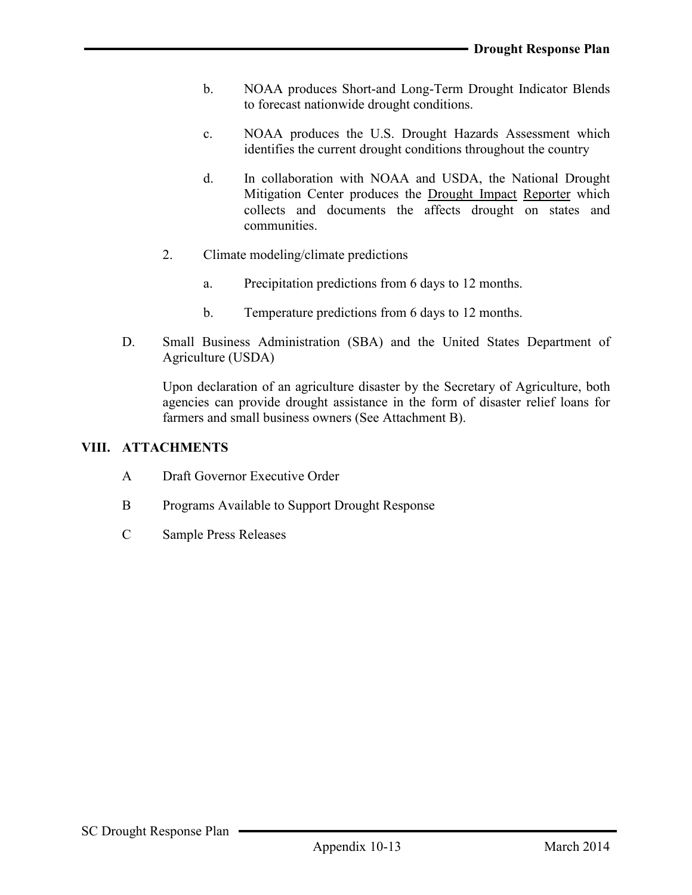b. NOAA produces Short-and Long-Term Drought Indicator Blends to forecast nationwide drought conditions.

c. NOAA produces the U.S. Drought Hazards Assessment which identifies the current drought conditions throughout the country

d. In collaboration with NOAA and USDA, the National Drought Mitigation Center produces the Drought Impact Reporter which collects and documents the affects drought on states and communities.

2. Climate modeling/climate predictions

   a. Precipitation predictions from 6 days to 12 months.

   b. Temperature predictions from 6 days to 12 months.

D. Small Business Administration (SBA) and the United States Department of Agriculture (USDA)

Upon declaration of an agriculture disaster by the Secretary of Agriculture, both agencies can provide drought assistance in the form of disaster relief loans for farmers and small business owners (See Attachment B).

## VIII. ATTACHMENTS

A Draft Governor Executive Order

B Programs Available to Support Drought Response

C Sample Press Releases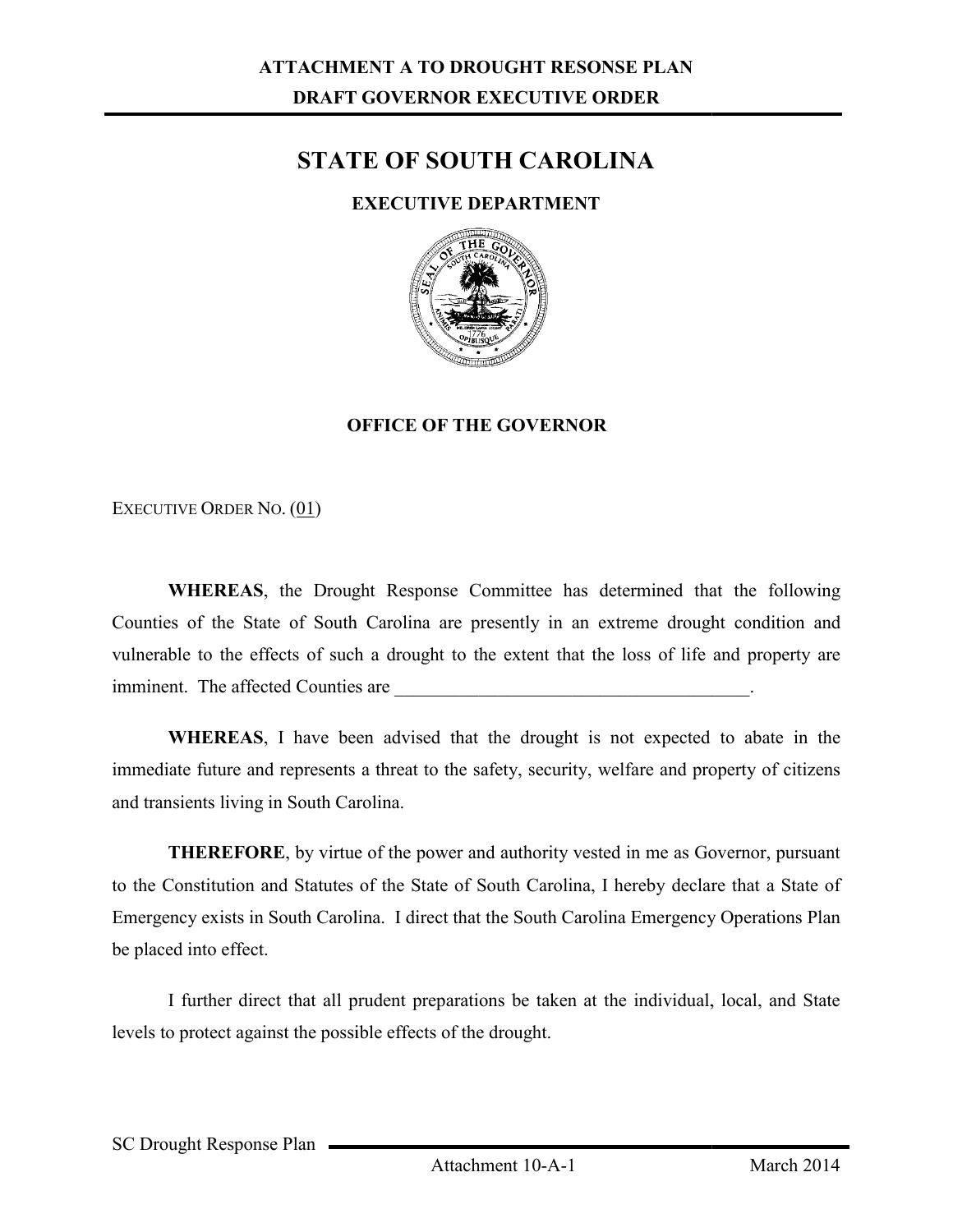**ATTACHMENT A TO DROUGHT RESONSE PLAN**

**DRAFT GOVERNOR EXECUTIVE ORDER**

# STATE OF SOUTH CAROLINA

**EXECUTIVE DEPARTMENT**

**OFFICE OF THE GOVERNOR**

EXECUTIVE ORDER NO. (01)

**WHEREAS**, the Drought Response Committee has determined that the following Counties of the State of South Carolina are presently in an extreme drought condition and vulnerable to the effects of such a drought to the extent that the loss of life and property are imminent. The affected Counties are _______________________________________.

**WHEREAS**, I have been advised that the drought is not expected to abate in the immediate future and represents a threat to the safety, security, welfare and property of citizens and transients living in South Carolina.

**THEREFORE**, by virtue of the power and authority vested in me as Governor, pursuant to the Constitution and Statutes of the State of South Carolina, I hereby declare that a State of Emergency exists in South Carolina. I direct that the South Carolina Emergency Operations Plan be placed into effect.

I further direct that all prudent preparations be taken at the individual, local, and State levels to protect against the possible effects of the drought.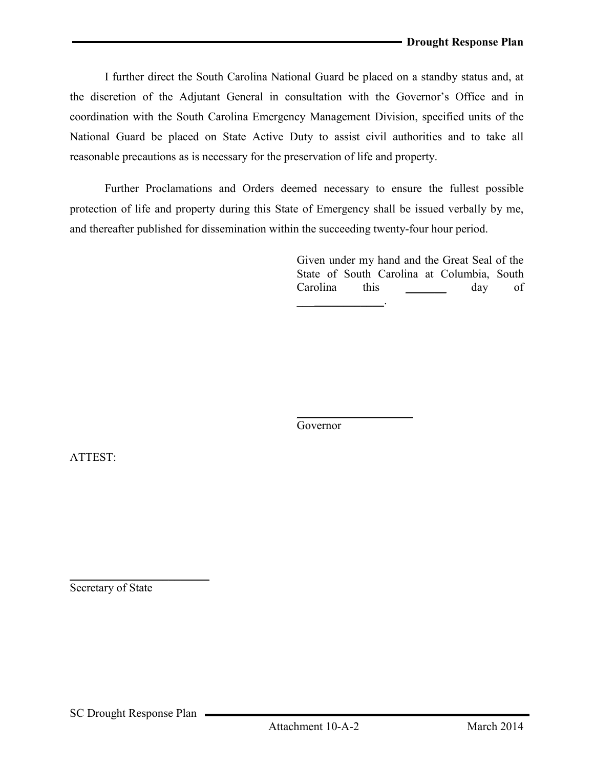I further direct the South Carolina National Guard be placed on a standby status and, at the discretion of the Adjutant General in consultation with the Governor's Office and in coordination with the South Carolina Emergency Management Division, specified units of the National Guard be placed on State Active Duty to assist civil authorities and to take all reasonable precautions as is necessary for the preservation of life and property.

Further Proclamations and Orders deemed necessary to ensure the fullest possible protection of life and property during this State of Emergency shall be issued verbally by me, and thereafter published for dissemination within the succeeding twenty-four hour period.

Given under my hand and the Great Seal of the State of South Carolina at Columbia, South Carolina this _______ day of _______________.

____________________
Governor

ATTEST:

________________________
Secretary of State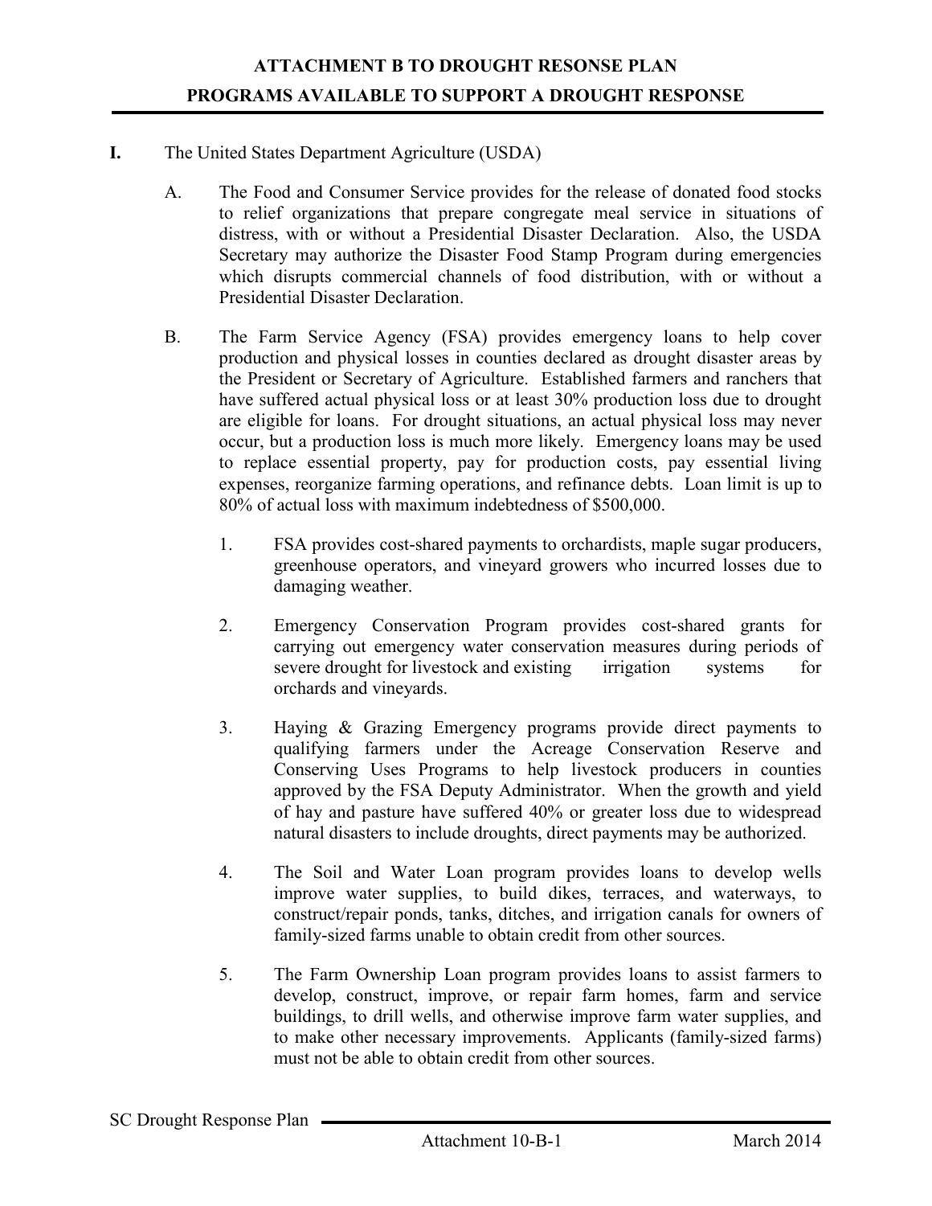# ATTACHMENT B TO DROUGHT RESONSE PLAN

# PROGRAMS AVAILABLE TO SUPPORT A DROUGHT RESPONSE

**I.** The United States Department Agriculture (USDA)

A. The Food and Consumer Service provides for the release of donated food stocks to relief organizations that prepare congregate meal service in situations of distress, with or without a Presidential Disaster Declaration. Also, the USDA Secretary may authorize the Disaster Food Stamp Program during emergencies which disrupts commercial channels of food distribution, with or without a Presidential Disaster Declaration.

B. The Farm Service Agency (FSA) provides emergency loans to help cover production and physical losses in counties declared as drought disaster areas by the President or Secretary of Agriculture. Established farmers and ranchers that have suffered actual physical loss or at least 30% production loss due to drought are eligible for loans. For drought situations, an actual physical loss may never occur, but a production loss is much more likely. Emergency loans may be used to replace essential property, pay for production costs, pay essential living expenses, reorganize farming operations, and refinance debts. Loan limit is up to 80% of actual loss with maximum indebtedness of $500,000.

1. FSA provides cost-shared payments to orchardists, maple sugar producers, greenhouse operators, and vineyard growers who incurred losses due to damaging weather.

2. Emergency Conservation Program provides cost-shared grants for carrying out emergency water conservation measures during periods of severe drought for livestock and existing irrigation systems for orchards and vineyards.

3. Haying & Grazing Emergency programs provide direct payments to qualifying farmers under the Acreage Conservation Reserve and Conserving Uses Programs to help livestock producers in counties approved by the FSA Deputy Administrator. When the growth and yield of hay and pasture have suffered 40% or greater loss due to widespread natural disasters to include droughts, direct payments may be authorized.

4. The Soil and Water Loan program provides loans to develop wells improve water supplies, to build dikes, terraces, and waterways, to construct/repair ponds, tanks, ditches, and irrigation canals for owners of family-sized farms unable to obtain credit from other sources.

5. The Farm Ownership Loan program provides loans to assist farmers to develop, construct, improve, or repair farm homes, farm and service buildings, to drill wells, and otherwise improve farm water supplies, and to make other necessary improvements. Applicants (family-sized farms) must not be able to obtain credit from other sources.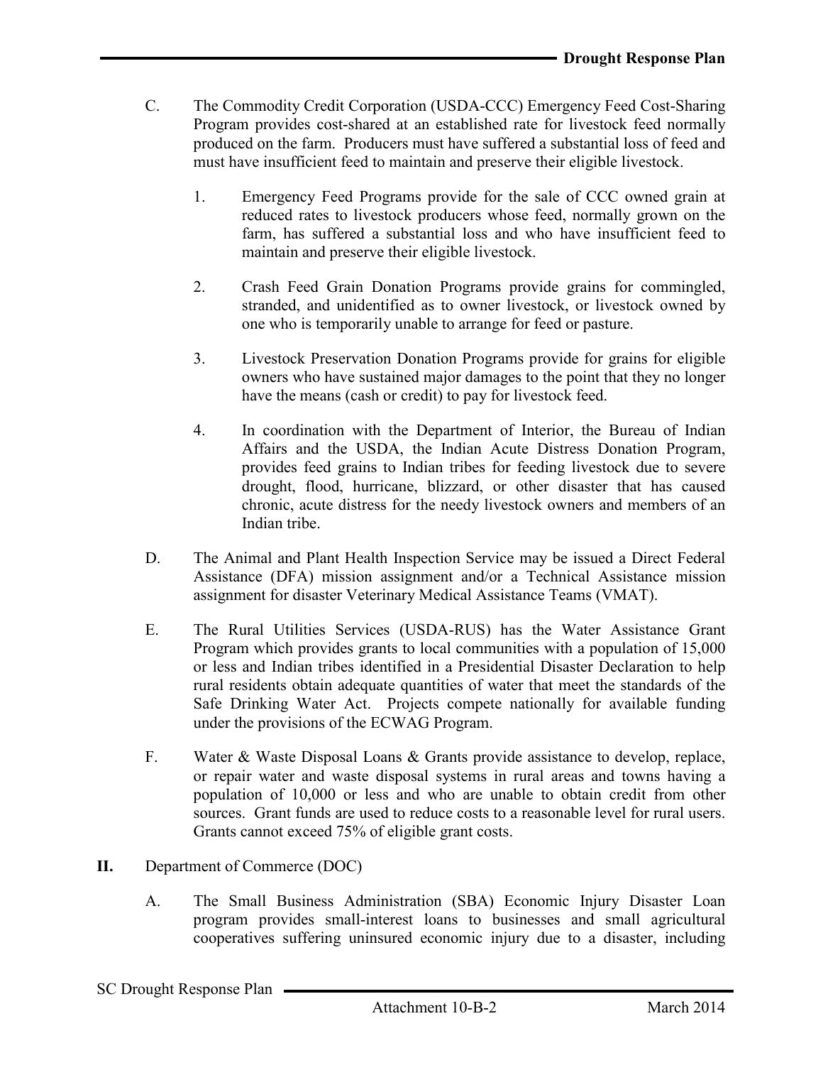C. The Commodity Credit Corporation (USDA-CCC) Emergency Feed Cost-Sharing Program provides cost-shared at an established rate for livestock feed normally produced on the farm. Producers must have suffered a substantial loss of feed and must have insufficient feed to maintain and preserve their eligible livestock.

   1. Emergency Feed Programs provide for the sale of CCC owned grain at reduced rates to livestock producers whose feed, normally grown on the farm, has suffered a substantial loss and who have insufficient feed to maintain and preserve their eligible livestock.

   2. Crash Feed Grain Donation Programs provide grains for commingled, stranded, and unidentified as to owner livestock, or livestock owned by one who is temporarily unable to arrange for feed or pasture.

   3. Livestock Preservation Donation Programs provide for grains for eligible owners who have sustained major damages to the point that they no longer have the means (cash or credit) to pay for livestock feed.

   4. In coordination with the Department of Interior, the Bureau of Indian Affairs and the USDA, the Indian Acute Distress Donation Program, provides feed grains to Indian tribes for feeding livestock due to severe drought, flood, hurricane, blizzard, or other disaster that has caused chronic, acute distress for the needy livestock owners and members of an Indian tribe.

D. The Animal and Plant Health Inspection Service may be issued a Direct Federal Assistance (DFA) mission assignment and/or a Technical Assistance mission assignment for disaster Veterinary Medical Assistance Teams (VMAT).

E. The Rural Utilities Services (USDA-RUS) has the Water Assistance Grant Program which provides grants to local communities with a population of 15,000 or less and Indian tribes identified in a Presidential Disaster Declaration to help rural residents obtain adequate quantities of water that meet the standards of the Safe Drinking Water Act. Projects compete nationally for available funding under the provisions of the ECWAG Program.

F. Water & Waste Disposal Loans & Grants provide assistance to develop, replace, or repair water and waste disposal systems in rural areas and towns having a population of 10,000 or less and who are unable to obtain credit from other sources. Grants funds are used to reduce costs to a reasonable level for rural users. Grants cannot exceed 75% of eligible grant costs.

**II.** Department of Commerce (DOC)

A. The Small Business Administration (SBA) Economic Injury Disaster Loan program provides small-interest loans to businesses and small agricultural cooperatives suffering uninsured economic injury due to a disaster, including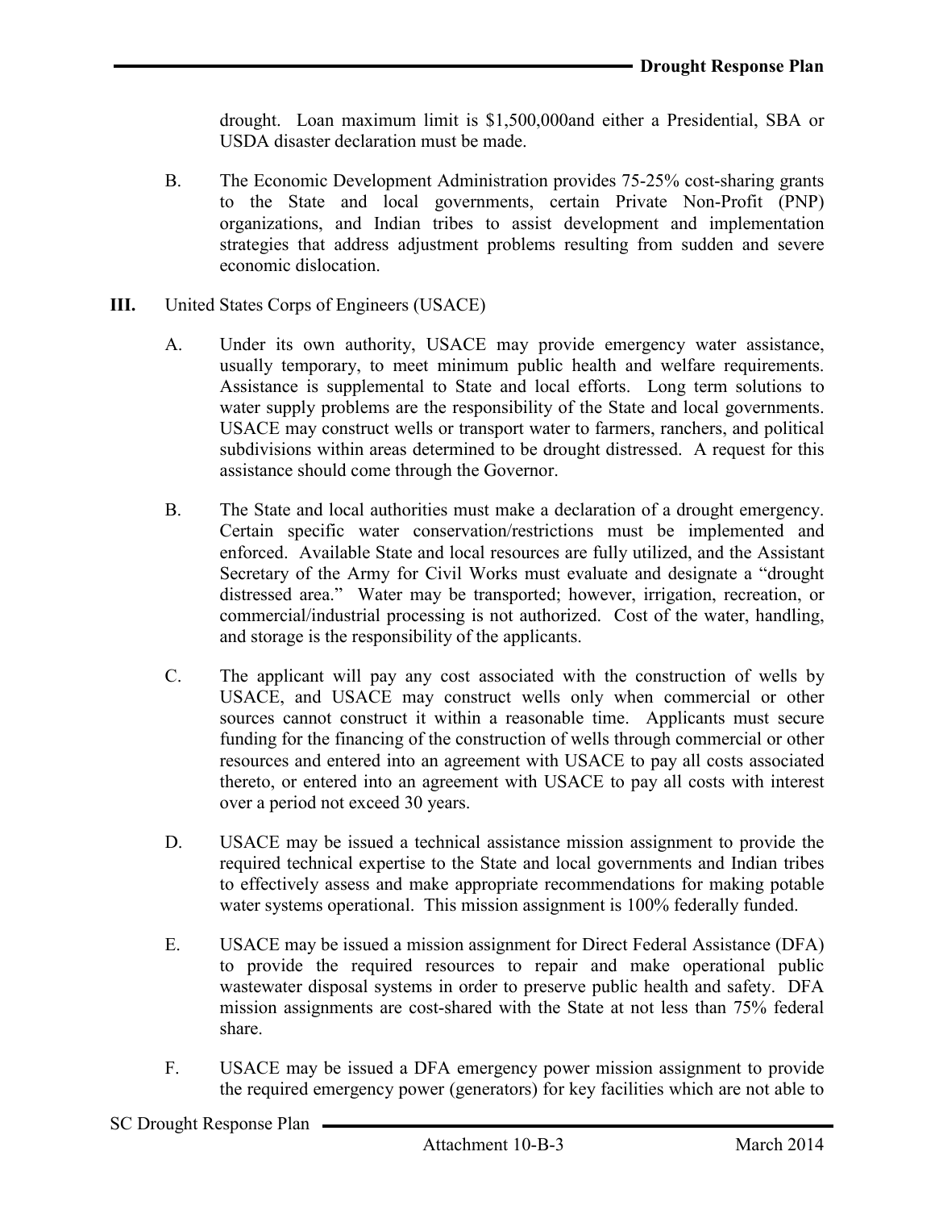drought. Loan maximum limit is $1,500,000and either a Presidential, SBA or USDA disaster declaration must be made.

B. The Economic Development Administration provides 75-25% cost-sharing grants to the State and local governments, certain Private Non-Profit (PNP) organizations, and Indian tribes to assist development and implementation strategies that address adjustment problems resulting from sudden and severe economic dislocation.

**III.** United States Corps of Engineers (USACE)

A. Under its own authority, USACE may provide emergency water assistance, usually temporary, to meet minimum public health and welfare requirements. Assistance is supplemental to State and local efforts. Long term solutions to water supply problems are the responsibility of the State and local governments. USACE may construct wells or transport water to farmers, ranchers, and political subdivisions within areas determined to be drought distressed. A request for this assistance should come through the Governor.

B. The State and local authorities must make a declaration of a drought emergency. Certain specific water conservation/restrictions must be implemented and enforced. Available State and local resources are fully utilized, and the Assistant Secretary of the Army for Civil Works must evaluate and designate a "drought distressed area." Water may be transported; however, irrigation, recreation, or commercial/industrial processing is not authorized. Cost of the water, handling, and storage is the responsibility of the applicants.

C. The applicant will pay any cost associated with the construction of wells by USACE, and USACE may construct wells only when commercial or other sources cannot construct it within a reasonable time. Applicants must secure funding for the financing of the construction of wells through commercial or other resources and entered into an agreement with USACE to pay all costs associated thereto, or entered into an agreement with USACE to pay all costs with interest over a period not exceed 30 years.

D. USACE may be issued a technical assistance mission assignment to provide the required technical expertise to the State and local governments and Indian tribes to effectively assess and make appropriate recommendations for making potable water systems operational. This mission assignment is 100% federally funded.

E. USACE may be issued a mission assignment for Direct Federal Assistance (DFA) to provide the required resources to repair and make operational public wastewater disposal systems in order to preserve public health and safety. DFA mission assignments are cost-shared with the State at not less than 75% federal share.

F. USACE may be issued a DFA emergency power mission assignment to provide the required emergency power (generators) for key facilities which are not able to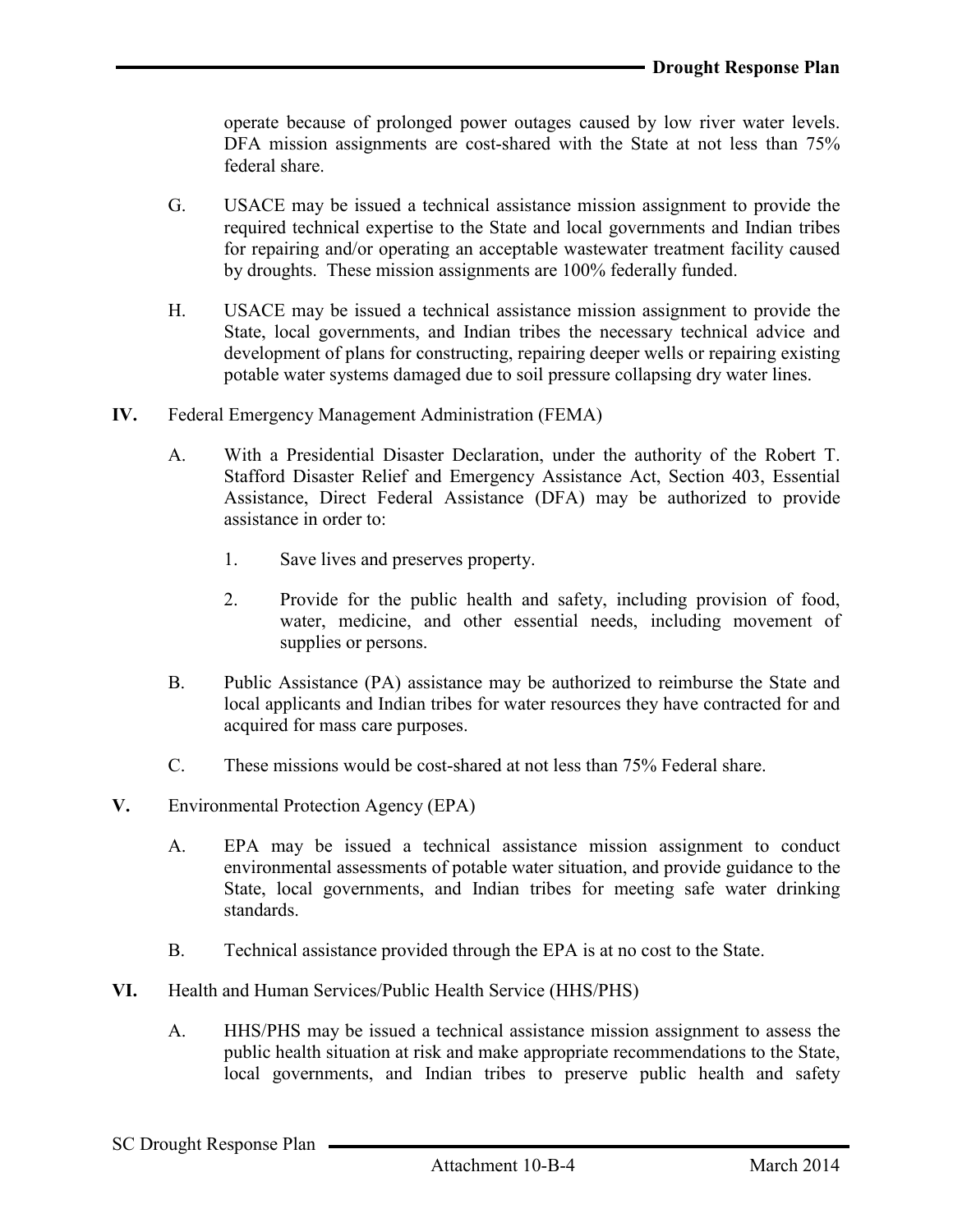operate because of prolonged power outages caused by low river water levels. DFA mission assignments are cost-shared with the State at not less than 75% federal share.

G. USACE may be issued a technical assistance mission assignment to provide the required technical expertise to the State and local governments and Indian tribes for repairing and/or operating an acceptable wastewater treatment facility caused by droughts. These mission assignments are 100% federally funded.

H. USACE may be issued a technical assistance mission assignment to provide the State, local governments, and Indian tribes the necessary technical advice and development of plans for constructing, repairing deeper wells or repairing existing potable water systems damaged due to soil pressure collapsing dry water lines.

**IV.** Federal Emergency Management Administration (FEMA)

A. With a Presidential Disaster Declaration, under the authority of the Robert T. Stafford Disaster Relief and Emergency Assistance Act, Section 403, Essential Assistance, Direct Federal Assistance (DFA) may be authorized to provide assistance in order to:

1. Save lives and preserves property.

2. Provide for the public health and safety, including provision of food, water, medicine, and other essential needs, including movement of supplies or persons.

B. Public Assistance (PA) assistance may be authorized to reimburse the State and local applicants and Indian tribes for water resources they have contracted for and acquired for mass care purposes.

C. These missions would be cost-shared at not less than 75% Federal share.

**V.** Environmental Protection Agency (EPA)

A. EPA may be issued a technical assistance mission assignment to conduct environmental assessments of potable water situation, and provide guidance to the State, local governments, and Indian tribes for meeting safe water drinking standards.

B. Technical assistance provided through the EPA is at no cost to the State.

**VI.** Health and Human Services/Public Health Service (HHS/PHS)

A. HHS/PHS may be issued a technical assistance mission assignment to assess the public health situation at risk and make appropriate recommendations to the State, local governments, and Indian tribes to preserve public health and safety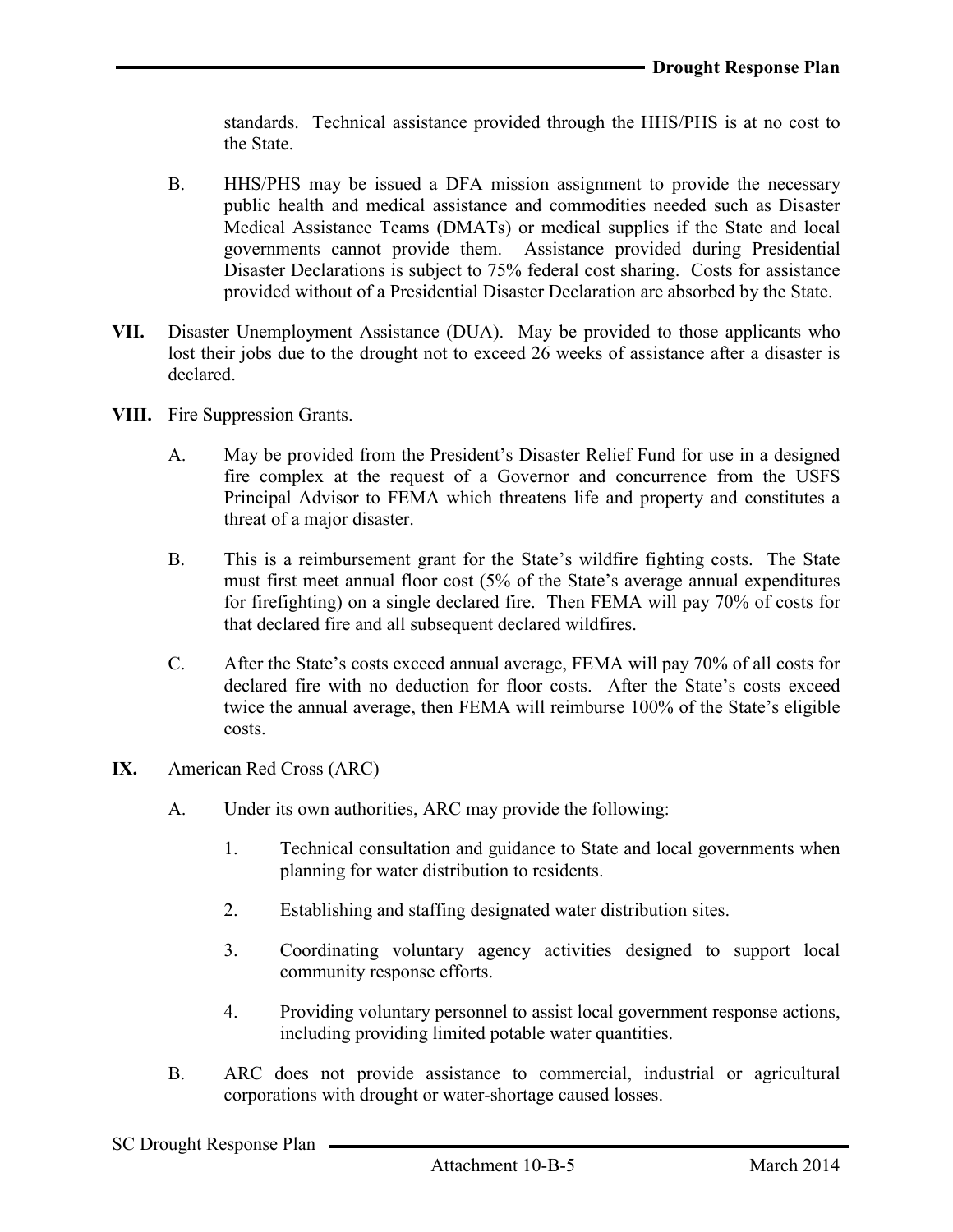standards. Technical assistance provided through the HHS/PHS is at no cost to the State.

B. HHS/PHS may be issued a DFA mission assignment to provide the necessary public health and medical assistance and commodities needed such as Disaster Medical Assistance Teams (DMATs) or medical supplies if the State and local governments cannot provide them. Assistance provided during Presidential Disaster Declarations is subject to 75% federal cost sharing. Costs for assistance provided without of a Presidential Disaster Declaration are absorbed by the State.

**VII.** Disaster Unemployment Assistance (DUA). May be provided to those applicants who lost their jobs due to the drought not to exceed 26 weeks of assistance after a disaster is declared.

**VIII.** Fire Suppression Grants.

A. May be provided from the President's Disaster Relief Fund for use in a designed fire complex at the request of a Governor and concurrence from the USFS Principal Advisor to FEMA which threatens life and property and constitutes a threat of a major disaster.

B. This is a reimbursement grant for the State's wildfire fighting costs. The State must first meet annual floor cost (5% of the State's average annual expenditures for firefighting) on a single declared fire. Then FEMA will pay 70% of costs for that declared fire and all subsequent declared wildfires.

C. After the State's costs exceed annual average, FEMA will pay 70% of all costs for declared fire with no deduction for floor costs. After the State's costs exceed twice the annual average, then FEMA will reimburse 100% of the State's eligible costs.

**IX.** American Red Cross (ARC)

A. Under its own authorities, ARC may provide the following:

1. Technical consultation and guidance to State and local governments when planning for water distribution to residents.

2. Establishing and staffing designated water distribution sites.

3. Coordinating voluntary agency activities designed to support local community response efforts.

4. Providing voluntary personnel to assist local government response actions, including providing limited potable water quantities.

B. ARC does not provide assistance to commercial, industrial or agricultural corporations with drought or water-shortage caused losses.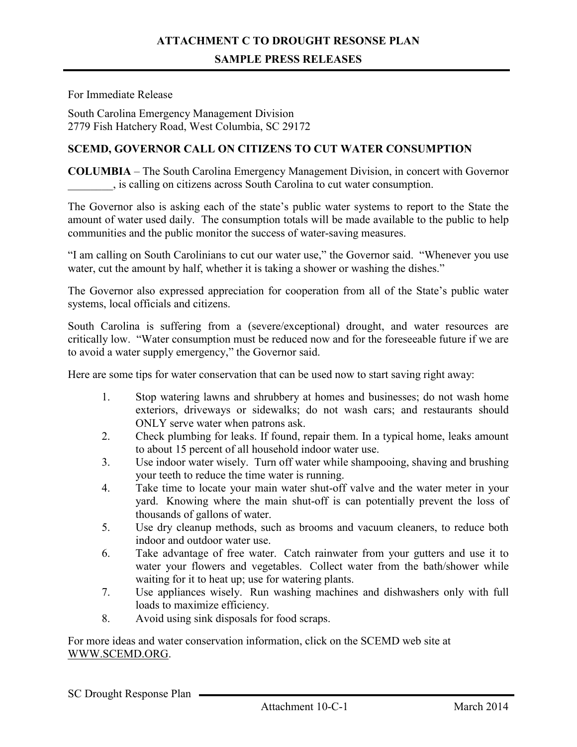# ATTACHMENT C TO DROUGHT RESONSE PLAN

## SAMPLE PRESS RELEASES

For Immediate Release

South Carolina Emergency Management Division
2779 Fish Hatchery Road, West Columbia, SC 29172

**SCEMD, GOVERNOR CALL ON CITIZENS TO CUT WATER CONSUMPTION**

**COLUMBIA** – The South Carolina Emergency Management Division, in concert with Governor ________, is calling on citizens across South Carolina to cut water consumption.

The Governor also is asking each of the state's public water systems to report to the State the amount of water used daily. The consumption totals will be made available to the public to help communities and the public monitor the success of water-saving measures.

"I am calling on South Carolinians to cut our water use," the Governor said. "Whenever you use water, cut the amount by half, whether it is taking a shower or washing the dishes."

The Governor also expressed appreciation for cooperation from all of the State's public water systems, local officials and citizens.

South Carolina is suffering from a (severe/exceptional) drought, and water resources are critically low. "Water consumption must be reduced now and for the foreseeable future if we are to avoid a water supply emergency," the Governor said.

Here are some tips for water conservation that can be used now to start saving right away:

1. Stop watering lawns and shrubbery at homes and businesses; do not wash home exteriors, driveways or sidewalks; do not wash cars; and restaurants should ONLY serve water when patrons ask.
2. Check plumbing for leaks. If found, repair them. In a typical home, leaks amount to about 15 percent of all household indoor water use.
3. Use indoor water wisely. Turn off water while shampooing, shaving and brushing your teeth to reduce the time water is running.
4. Take time to locate your main water shut-off valve and the water meter in your yard. Knowing where the main shut-off is can potentially prevent the loss of thousands of gallons of water.
5. Use dry cleanup methods, such as brooms and vacuum cleaners, to reduce both indoor and outdoor water use.
6. Take advantage of free water. Catch rainwater from your gutters and use it to water your flowers and vegetables. Collect water from the bath/shower while waiting for it to heat up; use for watering plants.
7. Use appliances wisely. Run washing machines and dishwashers only with full loads to maximize efficiency.
8. Avoid using sink disposals for food scraps.

For more ideas and water conservation information, click on the SCEMD web site at WWW.SCEMD.ORG.